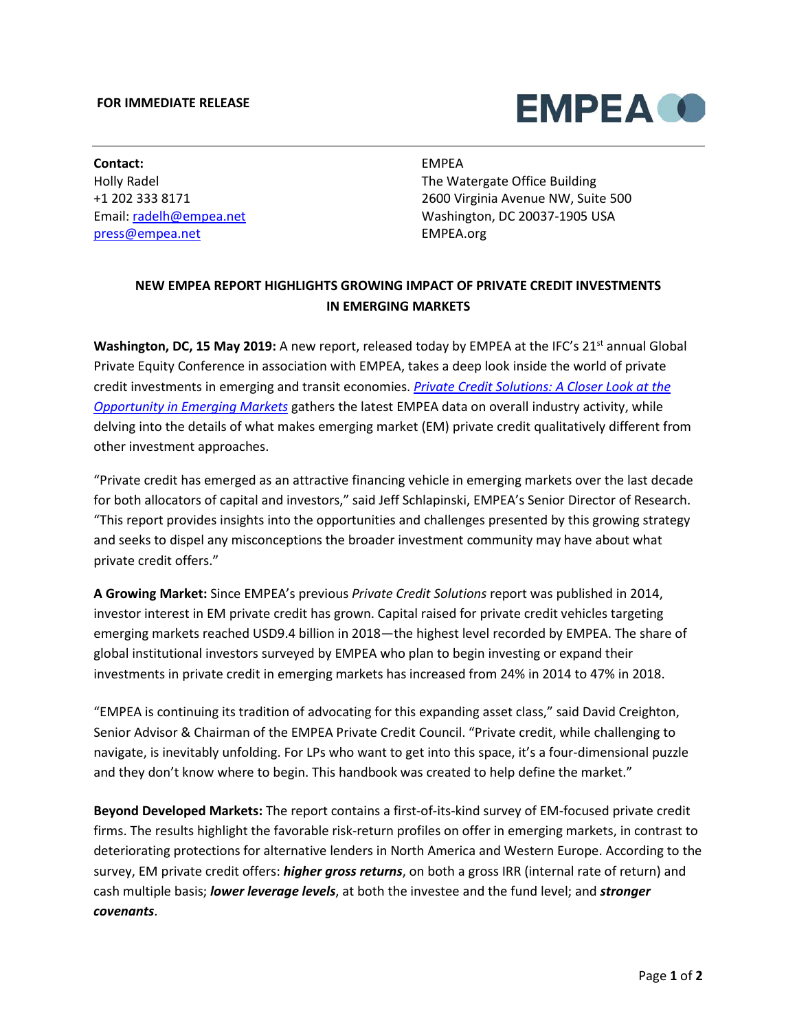**FOR IMMEDIATE RELEASE**

EMPEA

**Contact:**
Holly Radel
+1 202 333 8171
Email: [radelh@empea.net](mailto:radelh@empea.net)
[press@empea.net](mailto:press@empea.net)

EMPEA
The Watergate Office Building
2600 Virginia Avenue NW, Suite 500
Washington, DC 20037-1905 USA
EMPEA.org

## NEW EMPEA REPORT HIGHLIGHTS GROWING IMPACT OF PRIVATE CREDIT INVESTMENTS IN EMERGING MARKETS

**Washington, DC, 15 May 2019:** A new report, released today by EMPEA at the IFC's 21st annual Global Private Equity Conference in association with EMPEA, takes a deep look inside the world of private credit investments in emerging and transit economies. *Private Credit Solutions: A Closer Look at the Opportunity in Emerging Markets* gathers the latest EMPEA data on overall industry activity, while delving into the details of what makes emerging market (EM) private credit qualitatively different from other investment approaches.

"Private credit has emerged as an attractive financing vehicle in emerging markets over the last decade for both allocators of capital and investors," said Jeff Schlapinski, EMPEA's Senior Director of Research. "This report provides insights into the opportunities and challenges presented by this growing strategy and seeks to dispel any misconceptions the broader investment community may have about what private credit offers."

**A Growing Market:** Since EMPEA's previous *Private Credit Solutions* report was published in 2014, investor interest in EM private credit has grown. Capital raised for private credit vehicles targeting emerging markets reached USD9.4 billion in 2018—the highest level recorded by EMPEA. The share of global institutional investors surveyed by EMPEA who plan to begin investing or expand their investments in private credit in emerging markets has increased from 24% in 2014 to 47% in 2018.

"EMPEA is continuing its tradition of advocating for this expanding asset class," said David Creighton, Senior Advisor & Chairman of the EMPEA Private Credit Council. "Private credit, while challenging to navigate, is inevitably unfolding. For LPs who want to get into this space, it's a four-dimensional puzzle and they don't know where to begin. This handbook was created to help define the market."

**Beyond Developed Markets:** The report contains a first-of-its-kind survey of EM-focused private credit firms. The results highlight the favorable risk-return profiles on offer in emerging markets, in contrast to deteriorating protections for alternative lenders in North America and Western Europe. According to the survey, EM private credit offers: ***higher gross returns***, on both a gross IRR (internal rate of return) and cash multiple basis; ***lower leverage levels***, at both the investee and the fund level; and ***stronger covenants***.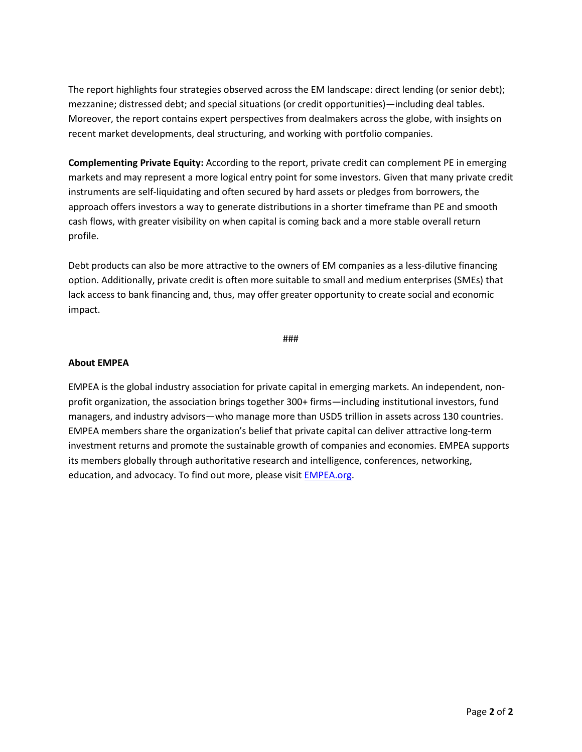The report highlights four strategies observed across the EM landscape: direct lending (or senior debt); mezzanine; distressed debt; and special situations (or credit opportunities)—including deal tables. Moreover, the report contains expert perspectives from dealmakers across the globe, with insights on recent market developments, deal structuring, and working with portfolio companies.

**Complementing Private Equity:** According to the report, private credit can complement PE in emerging markets and may represent a more logical entry point for some investors. Given that many private credit instruments are self-liquidating and often secured by hard assets or pledges from borrowers, the approach offers investors a way to generate distributions in a shorter timeframe than PE and smooth cash flows, with greater visibility on when capital is coming back and a more stable overall return profile.

Debt products can also be more attractive to the owners of EM companies as a less-dilutive financing option. Additionally, private credit is often more suitable to small and medium enterprises (SMEs) that lack access to bank financing and, thus, may offer greater opportunity to create social and economic impact.

###

**About EMPEA**

EMPEA is the global industry association for private capital in emerging markets. An independent, non-profit organization, the association brings together 300+ firms—including institutional investors, fund managers, and industry advisors—who manage more than USD5 trillion in assets across 130 countries. EMPEA members share the organization's belief that private capital can deliver attractive long-term investment returns and promote the sustainable growth of companies and economies. EMPEA supports its members globally through authoritative research and intelligence, conferences, networking, education, and advocacy. To find out more, please visit [EMPEA.org](EMPEA.org).